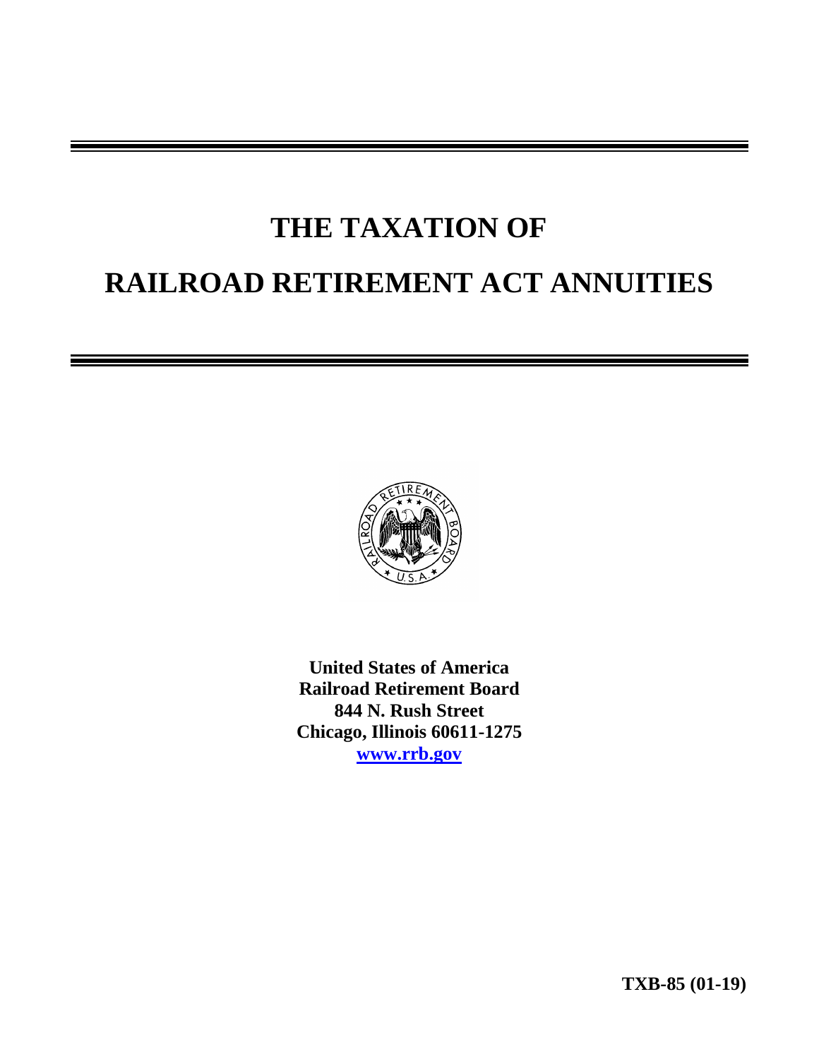# THE TAXATION OF RAILROAD RETIREMENT ACT ANNUITIES

**United States of America**
**Railroad Retirement Board**
**844 N. Rush Street**
**Chicago, Illinois 60611-1275**
**www.rrb.gov**

**TXB-85 (01-19)**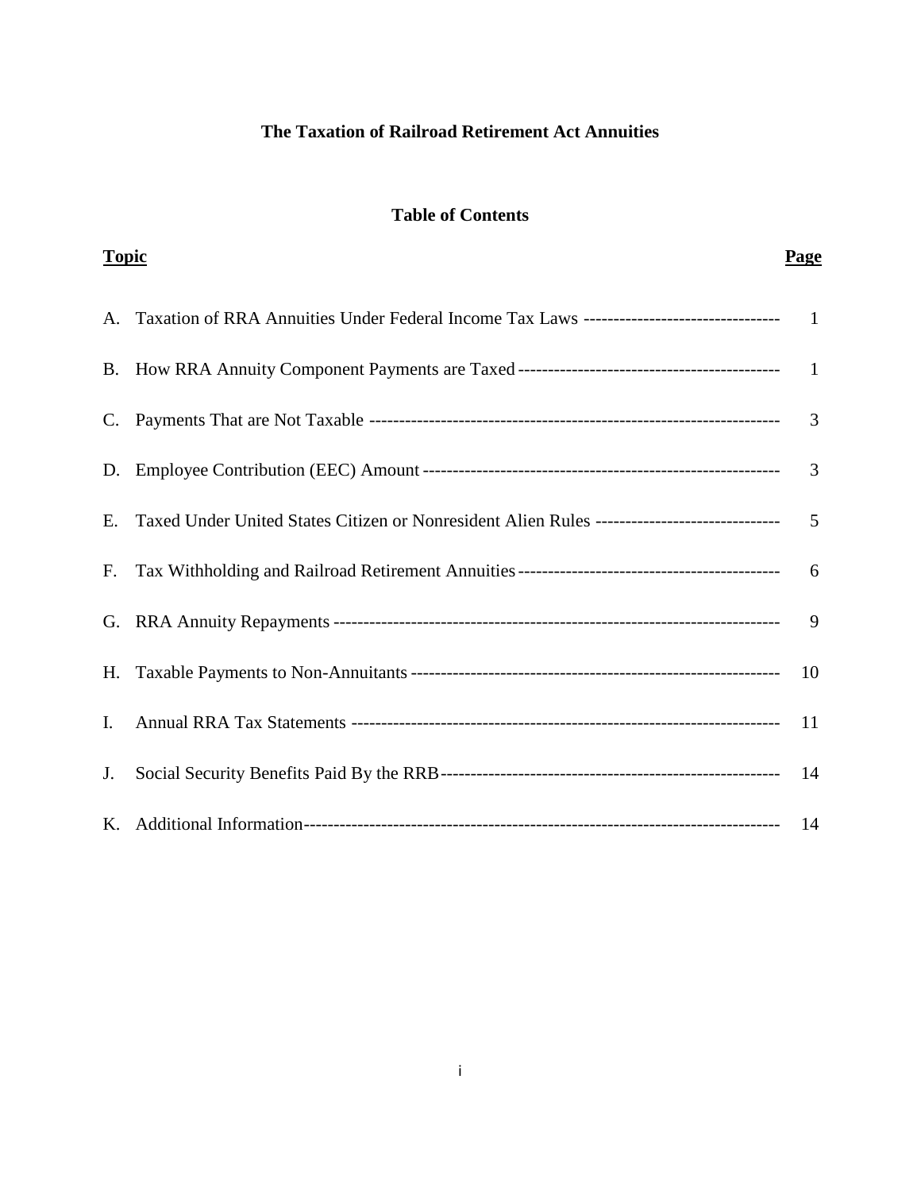# The Taxation of Railroad Retirement Act Annuities

## Table of Contents

| Topic | Page |
|---|---|
| A. Taxation of RRA Annuities Under Federal Income Tax Laws | 1 |
| B. How RRA Annuity Component Payments are Taxed | 1 |
| C. Payments That are Not Taxable | 3 |
| D. Employee Contribution (EEC) Amount | 3 |
| E. Taxed Under United States Citizen or Nonresident Alien Rules | 5 |
| F. Tax Withholding and Railroad Retirement Annuities | 6 |
| G. RRA Annuity Repayments | 9 |
| H. Taxable Payments to Non-Annuitants | 10 |
| I. Annual RRA Tax Statements | 11 |
| J. Social Security Benefits Paid By the RRB | 14 |
| K. Additional Information | 14 |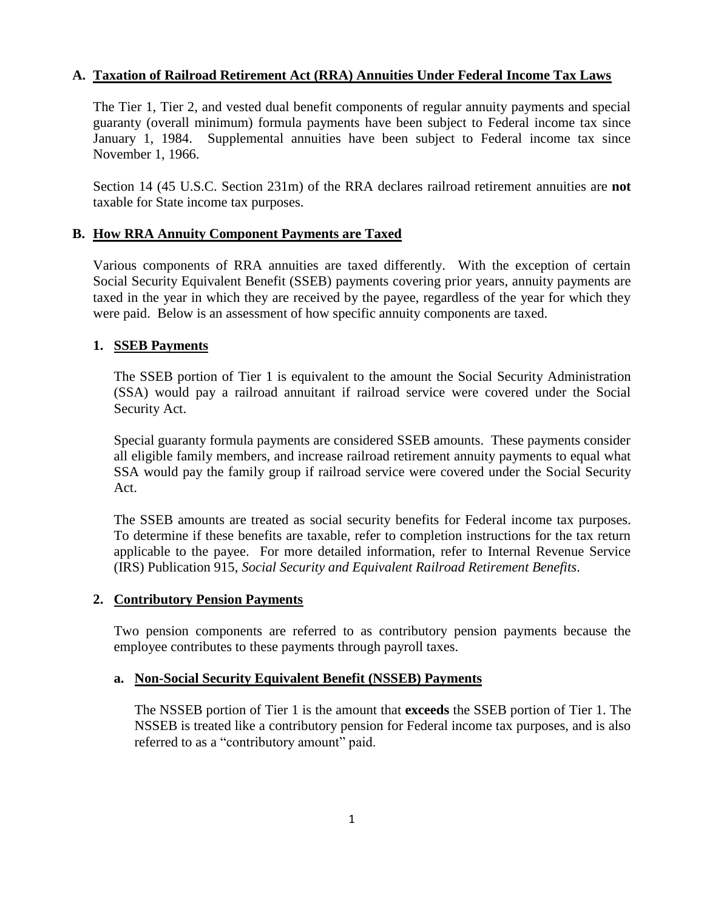## A. Taxation of Railroad Retirement Act (RRA) Annuities Under Federal Income Tax Laws

The Tier 1, Tier 2, and vested dual benefit components of regular annuity payments and special guaranty (overall minimum) formula payments have been subject to Federal income tax since January 1, 1984. Supplemental annuities have been subject to Federal income tax since November 1, 1966.

Section 14 (45 U.S.C. Section 231m) of the RRA declares railroad retirement annuities are **not** taxable for State income tax purposes.

## B. How RRA Annuity Component Payments are Taxed

Various components of RRA annuities are taxed differently. With the exception of certain Social Security Equivalent Benefit (SSEB) payments covering prior years, annuity payments are taxed in the year in which they are received by the payee, regardless of the year for which they were paid. Below is an assessment of how specific annuity components are taxed.

### 1. SSEB Payments

The SSEB portion of Tier 1 is equivalent to the amount the Social Security Administration (SSA) would pay a railroad annuitant if railroad service were covered under the Social Security Act.

Special guaranty formula payments are considered SSEB amounts. These payments consider all eligible family members, and increase railroad retirement annuity payments to equal what SSA would pay the family group if railroad service were covered under the Social Security Act.

The SSEB amounts are treated as social security benefits for Federal income tax purposes. To determine if these benefits are taxable, refer to completion instructions for the tax return applicable to the payee. For more detailed information, refer to Internal Revenue Service (IRS) Publication 915, *Social Security and Equivalent Railroad Retirement Benefits*.

### 2. Contributory Pension Payments

Two pension components are referred to as contributory pension payments because the employee contributes to these payments through payroll taxes.

#### a. Non-Social Security Equivalent Benefit (NSSEB) Payments

The NSSEB portion of Tier 1 is the amount that **exceeds** the SSEB portion of Tier 1. The NSSEB is treated like a contributory pension for Federal income tax purposes, and is also referred to as a "contributory amount" paid.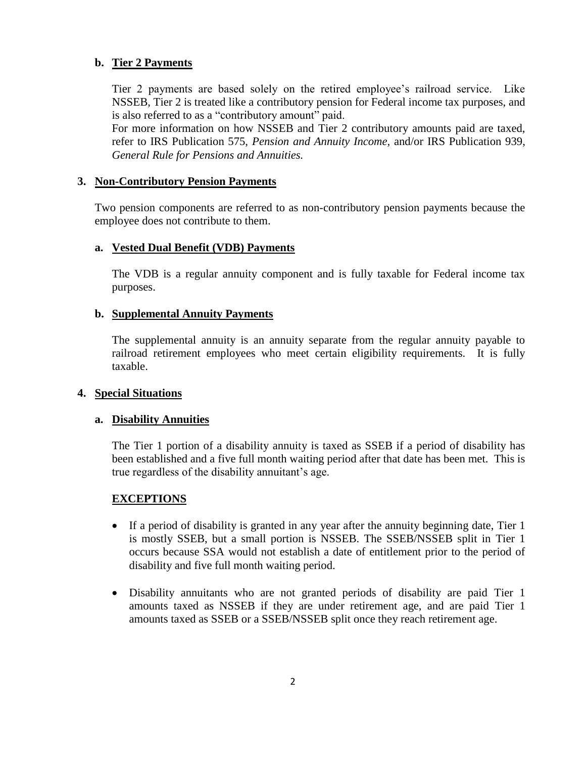### b. Tier 2 Payments

Tier 2 payments are based solely on the retired employee's railroad service. Like NSSEB, Tier 2 is treated like a contributory pension for Federal income tax purposes, and is also referred to as a "contributory amount" paid.

For more information on how NSSEB and Tier 2 contributory amounts paid are taxed, refer to IRS Publication 575, *Pension and Annuity Income*, and/or IRS Publication 939, *General Rule for Pensions and Annuities.*

## 3. Non-Contributory Pension Payments

Two pension components are referred to as non-contributory pension payments because the employee does not contribute to them.

### a. Vested Dual Benefit (VDB) Payments

The VDB is a regular annuity component and is fully taxable for Federal income tax purposes.

### b. Supplemental Annuity Payments

The supplemental annuity is an annuity separate from the regular annuity payable to railroad retirement employees who meet certain eligibility requirements. It is fully taxable.

## 4. Special Situations

### a. Disability Annuities

The Tier 1 portion of a disability annuity is taxed as SSEB if a period of disability has been established and a five full month waiting period after that date has been met. This is true regardless of the disability annuitant's age.

**EXCEPTIONS**

- If a period of disability is granted in any year after the annuity beginning date, Tier 1 is mostly SSEB, but a small portion is NSSEB. The SSEB/NSSEB split in Tier 1 occurs because SSA would not establish a date of entitlement prior to the period of disability and five full month waiting period.
- Disability annuitants who are not granted periods of disability are paid Tier 1 amounts taxed as NSSEB if they are under retirement age, and are paid Tier 1 amounts taxed as SSEB or a SSEB/NSSEB split once they reach retirement age.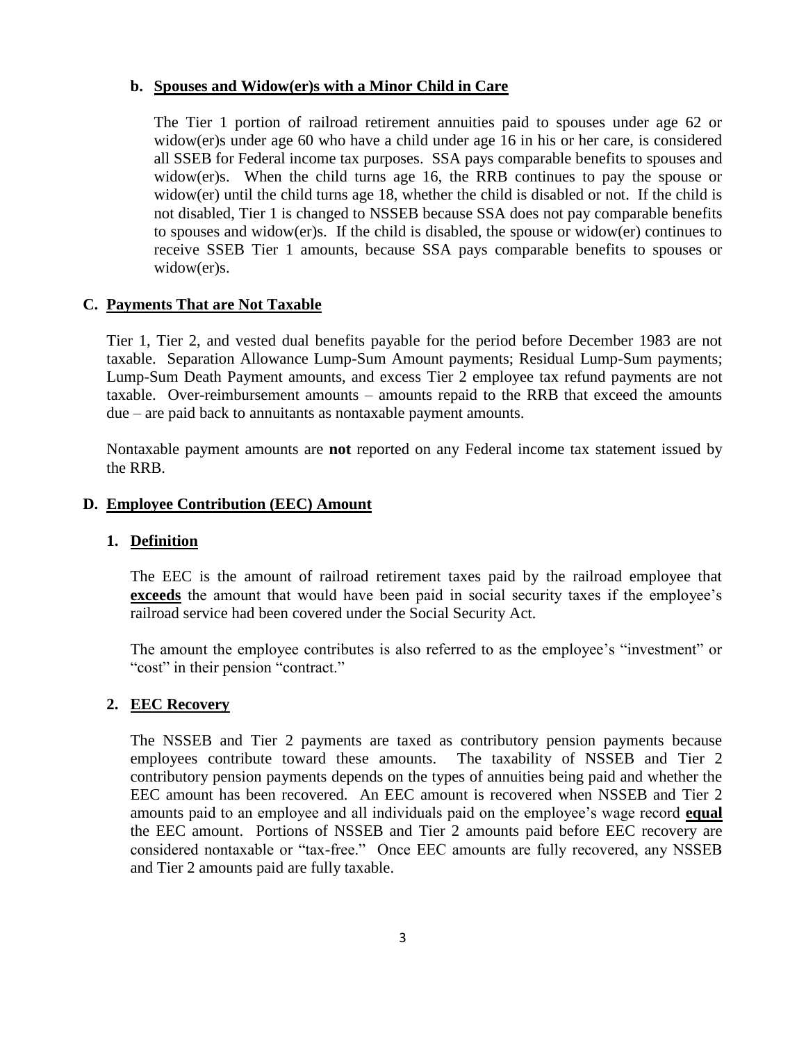#### b. Spouses and Widow(er)s with a Minor Child in Care

The Tier 1 portion of railroad retirement annuities paid to spouses under age 62 or widow(er)s under age 60 who have a child under age 16 in his or her care, is considered all SSEB for Federal income tax purposes. SSA pays comparable benefits to spouses and widow(er)s. When the child turns age 16, the RRB continues to pay the spouse or widow(er) until the child turns age 18, whether the child is disabled or not. If the child is not disabled, Tier 1 is changed to NSSEB because SSA does not pay comparable benefits to spouses and widow(er)s. If the child is disabled, the spouse or widow(er) continues to receive SSEB Tier 1 amounts, because SSA pays comparable benefits to spouses or widow(er)s.

## C. Payments That are Not Taxable

Tier 1, Tier 2, and vested dual benefits payable for the period before December 1983 are not taxable. Separation Allowance Lump-Sum Amount payments; Residual Lump-Sum payments; Lump-Sum Death Payment amounts, and excess Tier 2 employee tax refund payments are not taxable. Over-reimbursement amounts – amounts repaid to the RRB that exceed the amounts due – are paid back to annuitants as nontaxable payment amounts.

Nontaxable payment amounts are **not** reported on any Federal income tax statement issued by the RRB.

## D. Employee Contribution (EEC) Amount

### 1. Definition

The EEC is the amount of railroad retirement taxes paid by the railroad employee that **exceeds** the amount that would have been paid in social security taxes if the employee's railroad service had been covered under the Social Security Act.

The amount the employee contributes is also referred to as the employee's "investment" or "cost" in their pension "contract."

### 2. EEC Recovery

The NSSEB and Tier 2 payments are taxed as contributory pension payments because employees contribute toward these amounts. The taxability of NSSEB and Tier 2 contributory pension payments depends on the types of annuities being paid and whether the EEC amount has been recovered. An EEC amount is recovered when NSSEB and Tier 2 amounts paid to an employee and all individuals paid on the employee's wage record **equal** the EEC amount. Portions of NSSEB and Tier 2 amounts paid before EEC recovery are considered nontaxable or "tax-free." Once EEC amounts are fully recovered, any NSSEB and Tier 2 amounts paid are fully taxable.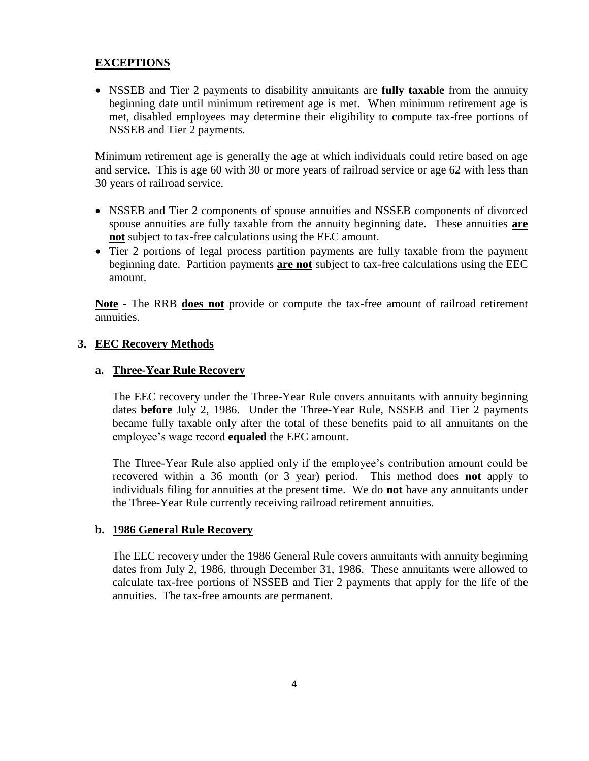## EXCEPTIONS

- NSSEB and Tier 2 payments to disability annuitants are **fully taxable** from the annuity beginning date until minimum retirement age is met. When minimum retirement age is met, disabled employees may determine their eligibility to compute tax-free portions of NSSEB and Tier 2 payments.

Minimum retirement age is generally the age at which individuals could retire based on age and service. This is age 60 with 30 or more years of railroad service or age 62 with less than 30 years of railroad service.

- NSSEB and Tier 2 components of spouse annuities and NSSEB components of divorced spouse annuities are fully taxable from the annuity beginning date. These annuities **<u>are not</u>** subject to tax-free calculations using the EEC amount.
- Tier 2 portions of legal process partition payments are fully taxable from the payment beginning date. Partition payments **<u>are not</u>** subject to tax-free calculations using the EEC amount.

**<u>Note</u>** - The RRB **<u>does not</u>** provide or compute the tax-free amount of railroad retirement annuities.

### 3. EEC Recovery Methods

#### a. Three-Year Rule Recovery

The EEC recovery under the Three-Year Rule covers annuitants with annuity beginning dates **before** July 2, 1986. Under the Three-Year Rule, NSSEB and Tier 2 payments became fully taxable only after the total of these benefits paid to all annuitants on the employee's wage record **equaled** the EEC amount.

The Three-Year Rule also applied only if the employee's contribution amount could be recovered within a 36 month (or 3 year) period. This method does **not** apply to individuals filing for annuities at the present time. We do **not** have any annuitants under the Three-Year Rule currently receiving railroad retirement annuities.

#### b. 1986 General Rule Recovery

The EEC recovery under the 1986 General Rule covers annuitants with annuity beginning dates from July 2, 1986, through December 31, 1986. These annuitants were allowed to calculate tax-free portions of NSSEB and Tier 2 payments that apply for the life of the annuities. The tax-free amounts are permanent.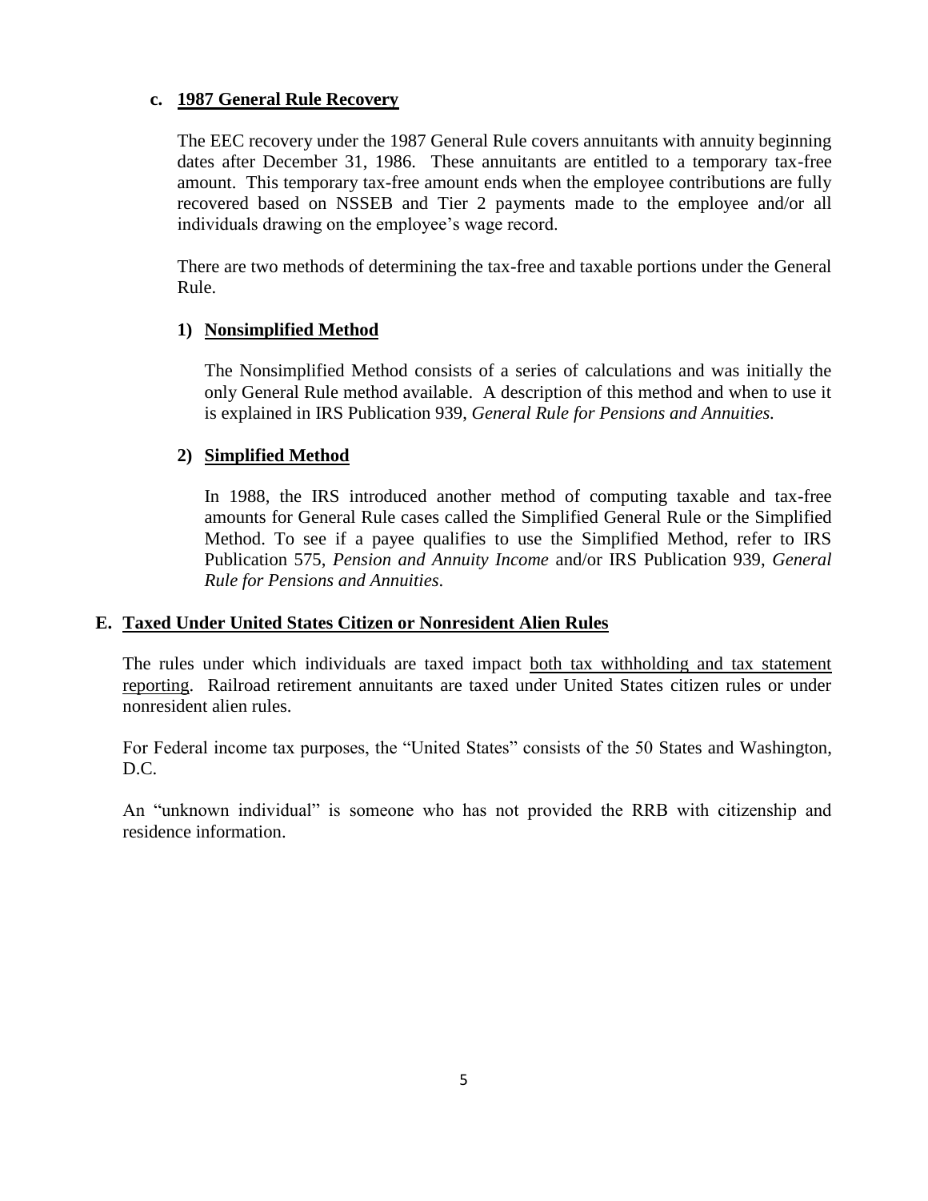#### c. 1987 General Rule Recovery

The EEC recovery under the 1987 General Rule covers annuitants with annuity beginning dates after December 31, 1986. These annuitants are entitled to a temporary tax-free amount. This temporary tax-free amount ends when the employee contributions are fully recovered based on NSSEB and Tier 2 payments made to the employee and/or all individuals drawing on the employee's wage record.

There are two methods of determining the tax-free and taxable portions under the General Rule.

##### 1) Nonsimplified Method

The Nonsimplified Method consists of a series of calculations and was initially the only General Rule method available. A description of this method and when to use it is explained in IRS Publication 939, *General Rule for Pensions and Annuities.*

##### 2) Simplified Method

In 1988, the IRS introduced another method of computing taxable and tax-free amounts for General Rule cases called the Simplified General Rule or the Simplified Method. To see if a payee qualifies to use the Simplified Method, refer to IRS Publication 575, *Pension and Annuity Income* and/or IRS Publication 939, *General Rule for Pensions and Annuities.*

### E. Taxed Under United States Citizen or Nonresident Alien Rules

The rules under which individuals are taxed impact both tax withholding and tax statement reporting. Railroad retirement annuitants are taxed under United States citizen rules or under nonresident alien rules.

For Federal income tax purposes, the "United States" consists of the 50 States and Washington, D.C.

An "unknown individual" is someone who has not provided the RRB with citizenship and residence information.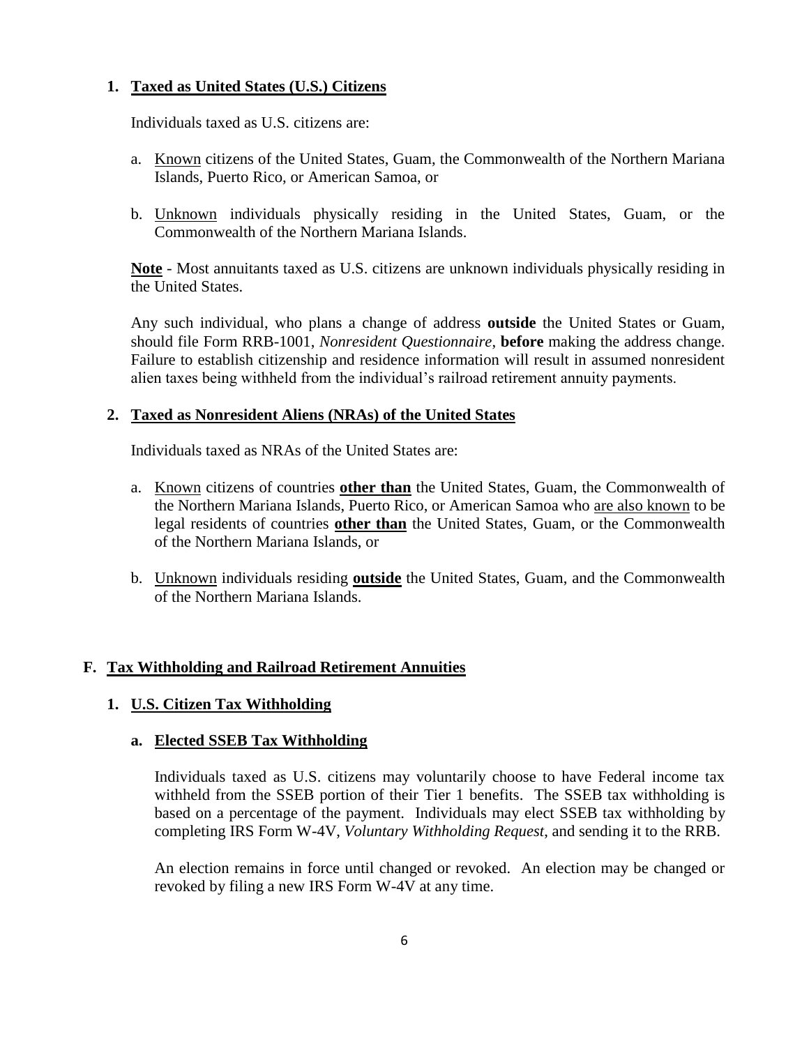### 1. Taxed as United States (U.S.) Citizens

Individuals taxed as U.S. citizens are:

a. Known citizens of the United States, Guam, the Commonwealth of the Northern Mariana Islands, Puerto Rico, or American Samoa, or

b. Unknown individuals physically residing in the United States, Guam, or the Commonwealth of the Northern Mariana Islands.

**Note** - Most annuitants taxed as U.S. citizens are unknown individuals physically residing in the United States.

Any such individual, who plans a change of address **outside** the United States or Guam, should file Form RRB-1001, *Nonresident Questionnaire*, **before** making the address change. Failure to establish citizenship and residence information will result in assumed nonresident alien taxes being withheld from the individual's railroad retirement annuity payments.

### 2. Taxed as Nonresident Aliens (NRAs) of the United States

Individuals taxed as NRAs of the United States are:

a. Known citizens of countries **other than** the United States, Guam, the Commonwealth of the Northern Mariana Islands, Puerto Rico, or American Samoa who are also known to be legal residents of countries **other than** the United States, Guam, or the Commonwealth of the Northern Mariana Islands, or

b. Unknown individuals residing **outside** the United States, Guam, and the Commonwealth of the Northern Mariana Islands.

## F. Tax Withholding and Railroad Retirement Annuities

### 1. U.S. Citizen Tax Withholding

#### a. Elected SSEB Tax Withholding

Individuals taxed as U.S. citizens may voluntarily choose to have Federal income tax withheld from the SSEB portion of their Tier 1 benefits. The SSEB tax withholding is based on a percentage of the payment. Individuals may elect SSEB tax withholding by completing IRS Form W-4V, *Voluntary Withholding Request*, and sending it to the RRB.

An election remains in force until changed or revoked. An election may be changed or revoked by filing a new IRS Form W-4V at any time.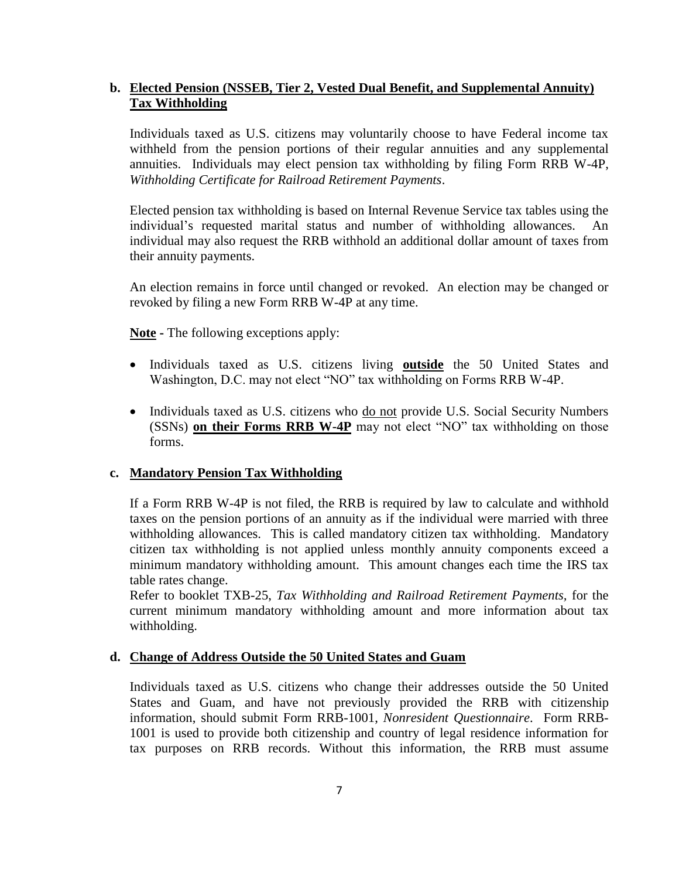**b. <u>Elected Pension (NSSEB, Tier 2, Vested Dual Benefit, and Supplemental Annuity) Tax Withholding</u>**

Individuals taxed as U.S. citizens may voluntarily choose to have Federal income tax withheld from the pension portions of their regular annuities and any supplemental annuities. Individuals may elect pension tax withholding by filing Form RRB W-4P, *Withholding Certificate for Railroad Retirement Payments*.

Elected pension tax withholding is based on Internal Revenue Service tax tables using the individual's requested marital status and number of withholding allowances. An individual may also request the RRB withhold an additional dollar amount of taxes from their annuity payments.

An election remains in force until changed or revoked. An election may be changed or revoked by filing a new Form RRB W-4P at any time.

**<u>Note</u>** - The following exceptions apply:

- Individuals taxed as U.S. citizens living **<u>outside</u>** the 50 United States and Washington, D.C. may not elect "NO" tax withholding on Forms RRB W-4P.
- Individuals taxed as U.S. citizens who <u>do not</u> provide U.S. Social Security Numbers (SSNs) **<u>on their Forms RRB W-4P</u>** may not elect "NO" tax withholding on those forms.

**c. <u>Mandatory Pension Tax Withholding</u>**

If a Form RRB W-4P is not filed, the RRB is required by law to calculate and withhold taxes on the pension portions of an annuity as if the individual were married with three withholding allowances. This is called mandatory citizen tax withholding. Mandatory citizen tax withholding is not applied unless monthly annuity components exceed a minimum mandatory withholding amount. This amount changes each time the IRS tax table rates change.

Refer to booklet TXB-25, *Tax Withholding and Railroad Retirement Payments*, for the current minimum mandatory withholding amount and more information about tax withholding.

**d. <u>Change of Address Outside the 50 United States and Guam</u>**

Individuals taxed as U.S. citizens who change their addresses outside the 50 United States and Guam, and have not previously provided the RRB with citizenship information, should submit Form RRB-1001, *Nonresident Questionnaire*. Form RRB-1001 is used to provide both citizenship and country of legal residence information for tax purposes on RRB records. Without this information, the RRB must assume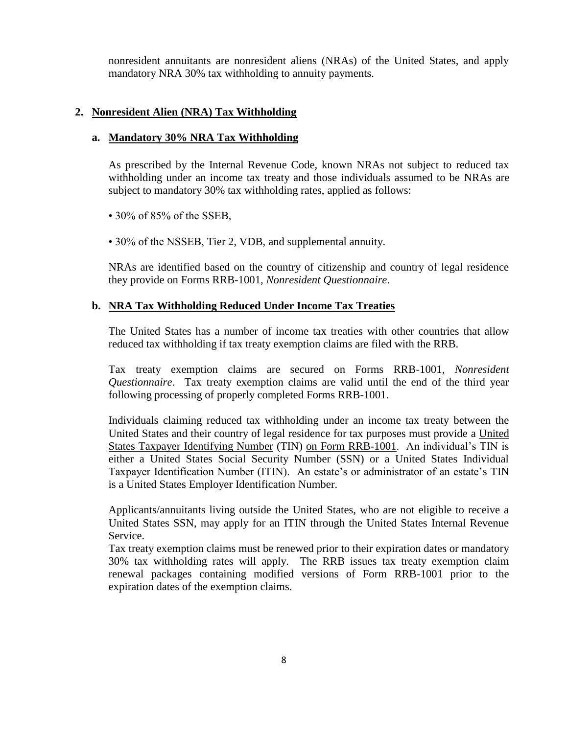nonresident annuitants are nonresident aliens (NRAs) of the United States, and apply mandatory NRA 30% tax withholding to annuity payments.

## 2. Nonresident Alien (NRA) Tax Withholding

### a. Mandatory 30% NRA Tax Withholding

As prescribed by the Internal Revenue Code, known NRAs not subject to reduced tax withholding under an income tax treaty and those individuals assumed to be NRAs are subject to mandatory 30% tax withholding rates, applied as follows:

- 30% of 85% of the SSEB,
- 30% of the NSSEB, Tier 2, VDB, and supplemental annuity.

NRAs are identified based on the country of citizenship and country of legal residence they provide on Forms RRB-1001, *Nonresident Questionnaire*.

### b. NRA Tax Withholding Reduced Under Income Tax Treaties

The United States has a number of income tax treaties with other countries that allow reduced tax withholding if tax treaty exemption claims are filed with the RRB.

Tax treaty exemption claims are secured on Forms RRB-1001, *Nonresident Questionnaire*. Tax treaty exemption claims are valid until the end of the third year following processing of properly completed Forms RRB-1001.

Individuals claiming reduced tax withholding under an income tax treaty between the United States and their country of legal residence for tax purposes must provide a United States Taxpayer Identifying Number (TIN) on Form RRB-1001. An individual's TIN is either a United States Social Security Number (SSN) or a United States Individual Taxpayer Identification Number (ITIN). An estate's or administrator of an estate's TIN is a United States Employer Identification Number.

Applicants/annuitants living outside the United States, who are not eligible to receive a United States SSN, may apply for an ITIN through the United States Internal Revenue Service.

Tax treaty exemption claims must be renewed prior to their expiration dates or mandatory 30% tax withholding rates will apply. The RRB issues tax treaty exemption claim renewal packages containing modified versions of Form RRB-1001 prior to the expiration dates of the exemption claims.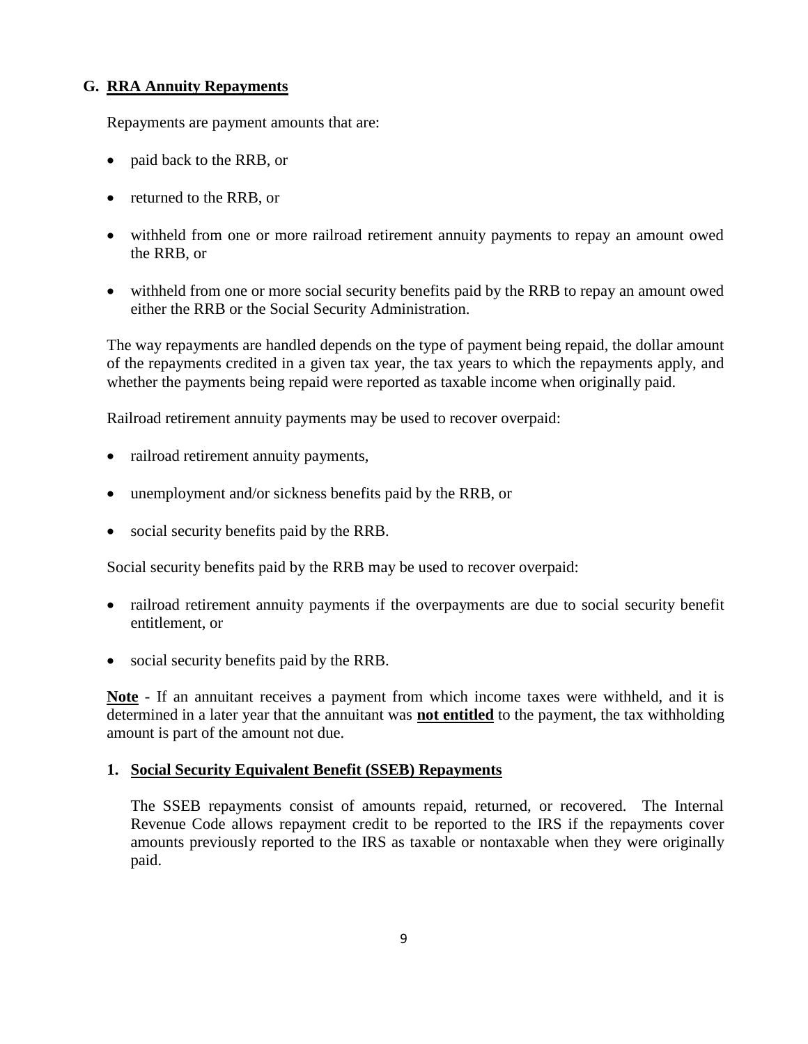## G. RRA Annuity Repayments

Repayments are payment amounts that are:

- paid back to the RRB, or
- returned to the RRB, or
- withheld from one or more railroad retirement annuity payments to repay an amount owed the RRB, or
- withheld from one or more social security benefits paid by the RRB to repay an amount owed either the RRB or the Social Security Administration.

The way repayments are handled depends on the type of payment being repaid, the dollar amount of the repayments credited in a given tax year, the tax years to which the repayments apply, and whether the payments being repaid were reported as taxable income when originally paid.

Railroad retirement annuity payments may be used to recover overpaid:

- railroad retirement annuity payments,
- unemployment and/or sickness benefits paid by the RRB, or
- social security benefits paid by the RRB.

Social security benefits paid by the RRB may be used to recover overpaid:

- railroad retirement annuity payments if the overpayments are due to social security benefit entitlement, or
- social security benefits paid by the RRB.

**Note** - If an annuitant receives a payment from which income taxes were withheld, and it is determined in a later year that the annuitant was **not entitled** to the payment, the tax withholding amount is part of the amount not due.

### 1. Social Security Equivalent Benefit (SSEB) Repayments

The SSEB repayments consist of amounts repaid, returned, or recovered. The Internal Revenue Code allows repayment credit to be reported to the IRS if the repayments cover amounts previously reported to the IRS as taxable or nontaxable when they were originally paid.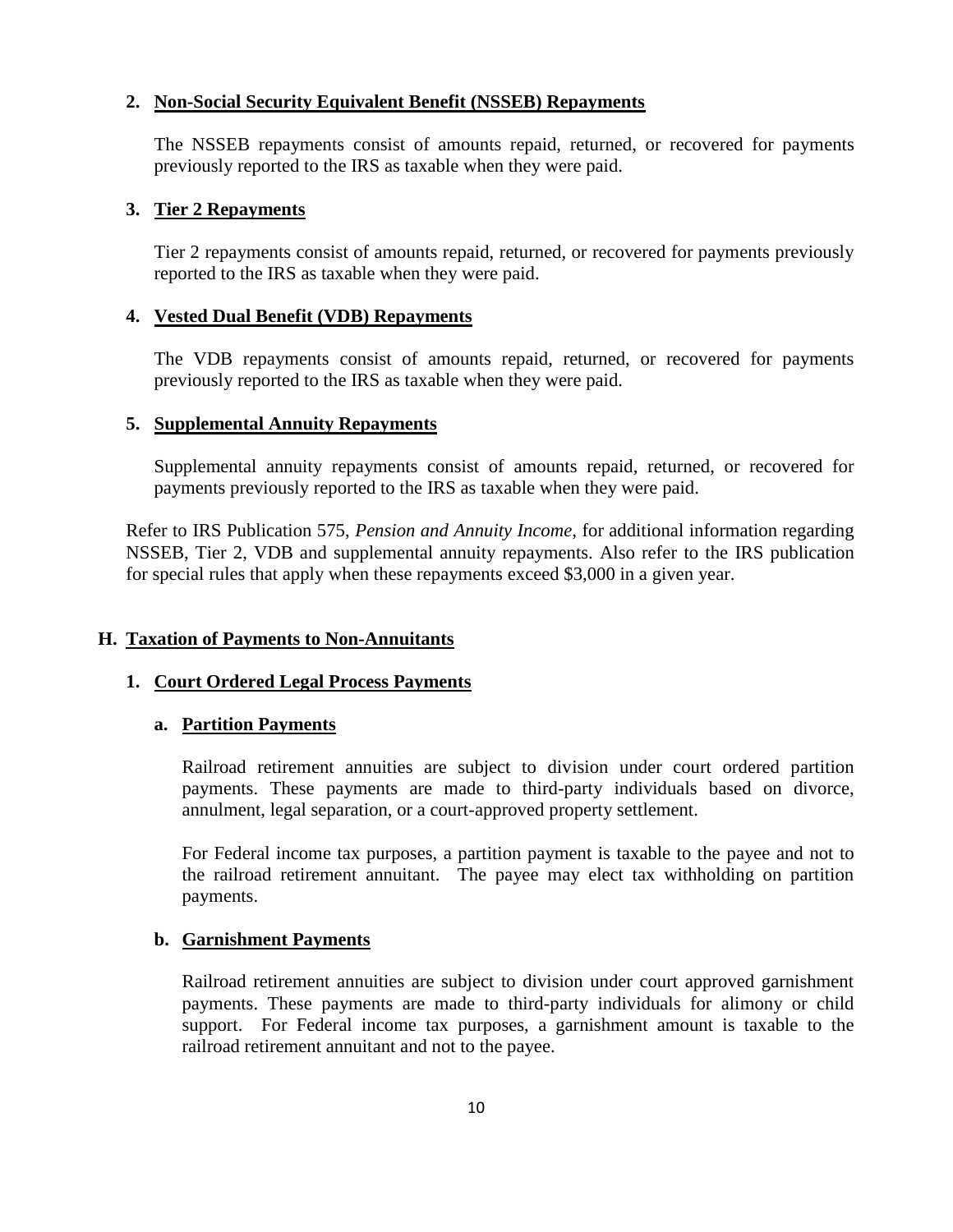**2. Non-Social Security Equivalent Benefit (NSSEB) Repayments**

The NSSEB repayments consist of amounts repaid, returned, or recovered for payments previously reported to the IRS as taxable when they were paid.

**3. Tier 2 Repayments**

Tier 2 repayments consist of amounts repaid, returned, or recovered for payments previously reported to the IRS as taxable when they were paid.

**4. Vested Dual Benefit (VDB) Repayments**

The VDB repayments consist of amounts repaid, returned, or recovered for payments previously reported to the IRS as taxable when they were paid.

**5. Supplemental Annuity Repayments**

Supplemental annuity repayments consist of amounts repaid, returned, or recovered for payments previously reported to the IRS as taxable when they were paid.

Refer to IRS Publication 575, *Pension and Annuity Income,* for additional information regarding NSSEB, Tier 2, VDB and supplemental annuity repayments. Also refer to the IRS publication for special rules that apply when these repayments exceed $3,000 in a given year.

## H. Taxation of Payments to Non-Annuitants

### 1. Court Ordered Legal Process Payments

#### a. Partition Payments

Railroad retirement annuities are subject to division under court ordered partition payments. These payments are made to third-party individuals based on divorce, annulment, legal separation, or a court-approved property settlement.

For Federal income tax purposes, a partition payment is taxable to the payee and not to the railroad retirement annuitant. The payee may elect tax withholding on partition payments.

#### b. Garnishment Payments

Railroad retirement annuities are subject to division under court approved garnishment payments. These payments are made to third-party individuals for alimony or child support. For Federal income tax purposes, a garnishment amount is taxable to the railroad retirement annuitant and not to the payee.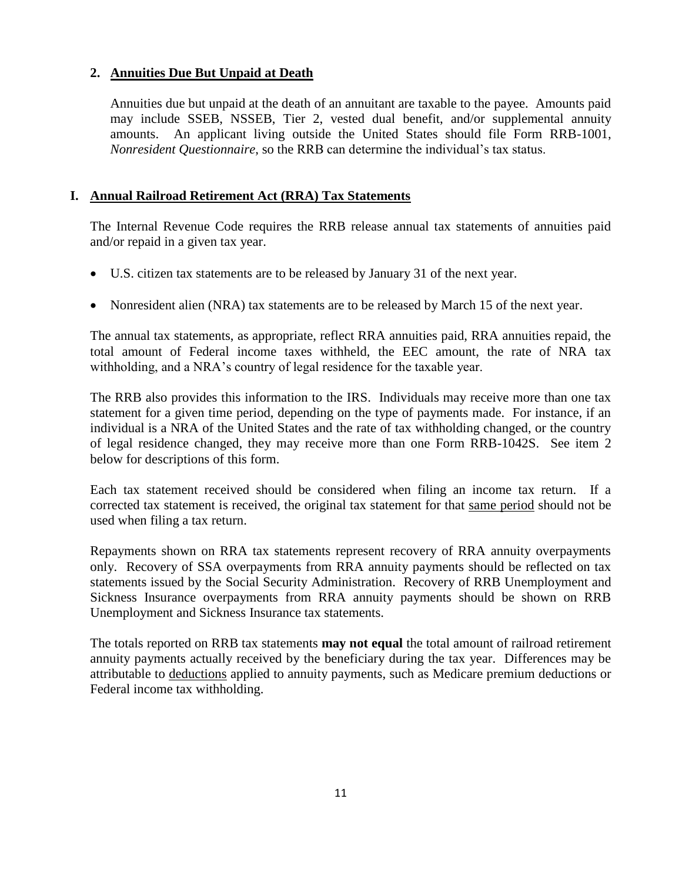### 2. Annuities Due But Unpaid at Death

Annuities due but unpaid at the death of an annuitant are taxable to the payee. Amounts paid may include SSEB, NSSEB, Tier 2, vested dual benefit, and/or supplemental annuity amounts. An applicant living outside the United States should file Form RRB-1001, *Nonresident Questionnaire*, so the RRB can determine the individual's tax status.

## I. Annual Railroad Retirement Act (RRA) Tax Statements

The Internal Revenue Code requires the RRB release annual tax statements of annuities paid and/or repaid in a given tax year.

- U.S. citizen tax statements are to be released by January 31 of the next year.
- Nonresident alien (NRA) tax statements are to be released by March 15 of the next year.

The annual tax statements, as appropriate, reflect RRA annuities paid, RRA annuities repaid, the total amount of Federal income taxes withheld, the EEC amount, the rate of NRA tax withholding, and a NRA's country of legal residence for the taxable year.

The RRB also provides this information to the IRS. Individuals may receive more than one tax statement for a given time period, depending on the type of payments made. For instance, if an individual is a NRA of the United States and the rate of tax withholding changed, or the country of legal residence changed, they may receive more than one Form RRB-1042S. See item 2 below for descriptions of this form.

Each tax statement received should be considered when filing an income tax return. If a corrected tax statement is received, the original tax statement for that same period should not be used when filing a tax return.

Repayments shown on RRA tax statements represent recovery of RRA annuity overpayments only. Recovery of SSA overpayments from RRA annuity payments should be reflected on tax statements issued by the Social Security Administration. Recovery of RRB Unemployment and Sickness Insurance overpayments from RRA annuity payments should be shown on RRB Unemployment and Sickness Insurance tax statements.

The totals reported on RRB tax statements **may not equal** the total amount of railroad retirement annuity payments actually received by the beneficiary during the tax year. Differences may be attributable to deductions applied to annuity payments, such as Medicare premium deductions or Federal income tax withholding.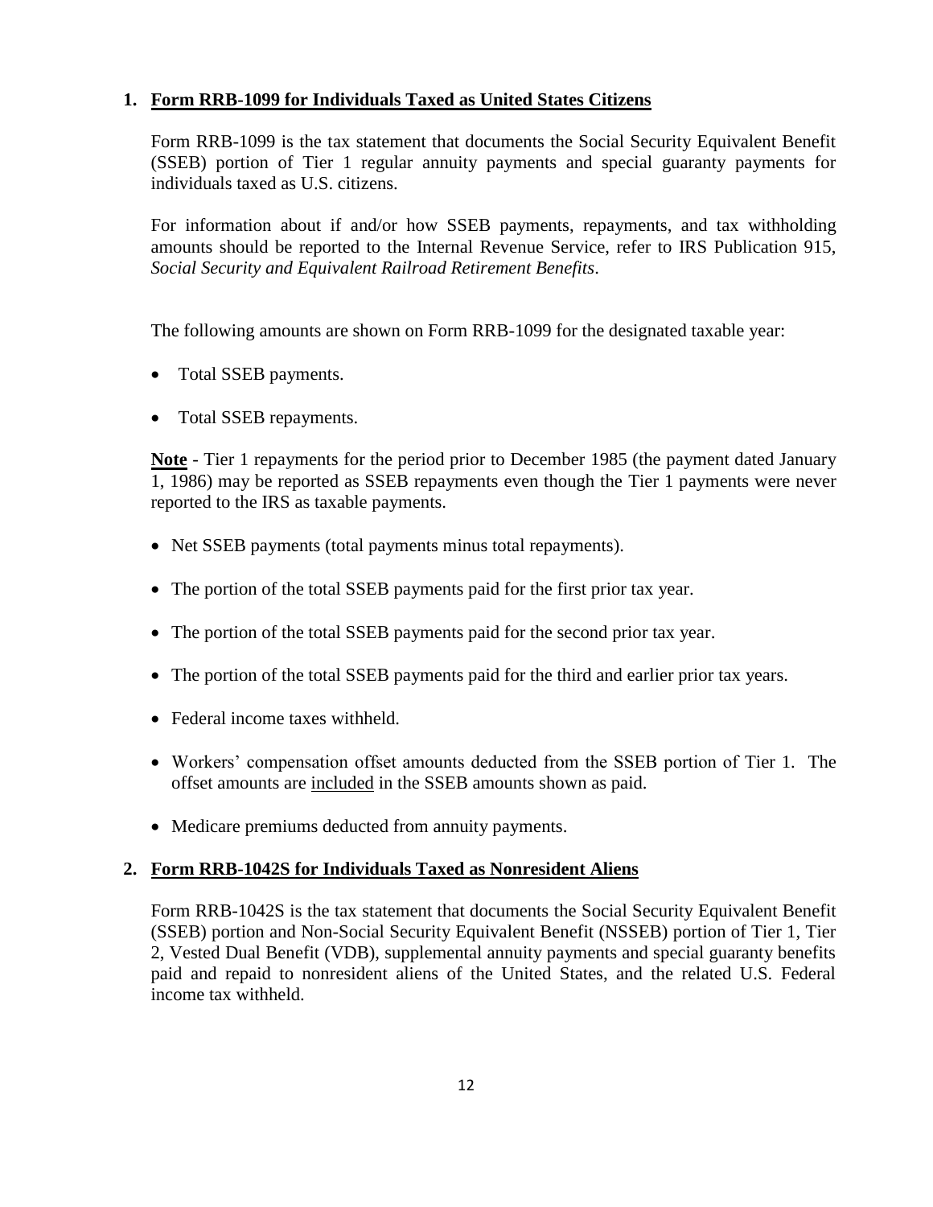## 1. Form RRB-1099 for Individuals Taxed as United States Citizens

Form RRB-1099 is the tax statement that documents the Social Security Equivalent Benefit (SSEB) portion of Tier 1 regular annuity payments and special guaranty payments for individuals taxed as U.S. citizens.

For information about if and/or how SSEB payments, repayments, and tax withholding amounts should be reported to the Internal Revenue Service, refer to IRS Publication 915, *Social Security and Equivalent Railroad Retirement Benefits*.

The following amounts are shown on Form RRB-1099 for the designated taxable year:

- Total SSEB payments.
- Total SSEB repayments.

**Note** - Tier 1 repayments for the period prior to December 1985 (the payment dated January 1, 1986) may be reported as SSEB repayments even though the Tier 1 payments were never reported to the IRS as taxable payments.

- Net SSEB payments (total payments minus total repayments).
- The portion of the total SSEB payments paid for the first prior tax year.
- The portion of the total SSEB payments paid for the second prior tax year.
- The portion of the total SSEB payments paid for the third and earlier prior tax years.
- Federal income taxes withheld.
- Workers' compensation offset amounts deducted from the SSEB portion of Tier 1. The offset amounts are included in the SSEB amounts shown as paid.
- Medicare premiums deducted from annuity payments.

## 2. Form RRB-1042S for Individuals Taxed as Nonresident Aliens

Form RRB-1042S is the tax statement that documents the Social Security Equivalent Benefit (SSEB) portion and Non-Social Security Equivalent Benefit (NSSEB) portion of Tier 1, Tier 2, Vested Dual Benefit (VDB), supplemental annuity payments and special guaranty benefits paid and repaid to nonresident aliens of the United States, and the related U.S. Federal income tax withheld.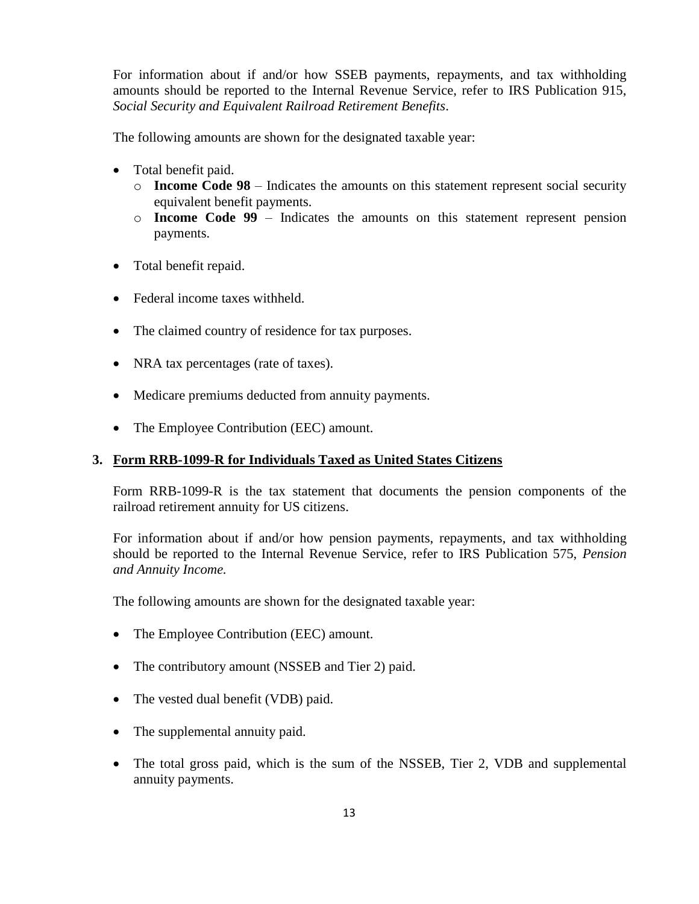For information about if and/or how SSEB payments, repayments, and tax withholding amounts should be reported to the Internal Revenue Service, refer to IRS Publication 915, *Social Security and Equivalent Railroad Retirement Benefits*.

The following amounts are shown for the designated taxable year:

- Total benefit paid.
  - **Income Code 98** – Indicates the amounts on this statement represent social security equivalent benefit payments.
  - **Income Code 99** – Indicates the amounts on this statement represent pension payments.
- Total benefit repaid.
- Federal income taxes withheld.
- The claimed country of residence for tax purposes.
- NRA tax percentages (rate of taxes).
- Medicare premiums deducted from annuity payments.
- The Employee Contribution (EEC) amount.

### 3. Form RRB-1099-R for Individuals Taxed as United States Citizens

Form RRB-1099-R is the tax statement that documents the pension components of the railroad retirement annuity for US citizens.

For information about if and/or how pension payments, repayments, and tax withholding should be reported to the Internal Revenue Service, refer to IRS Publication 575, *Pension and Annuity Income.*

The following amounts are shown for the designated taxable year:

- The Employee Contribution (EEC) amount.
- The contributory amount (NSSEB and Tier 2) paid.
- The vested dual benefit (VDB) paid.
- The supplemental annuity paid.
- The total gross paid, which is the sum of the NSSEB, Tier 2, VDB and supplemental annuity payments.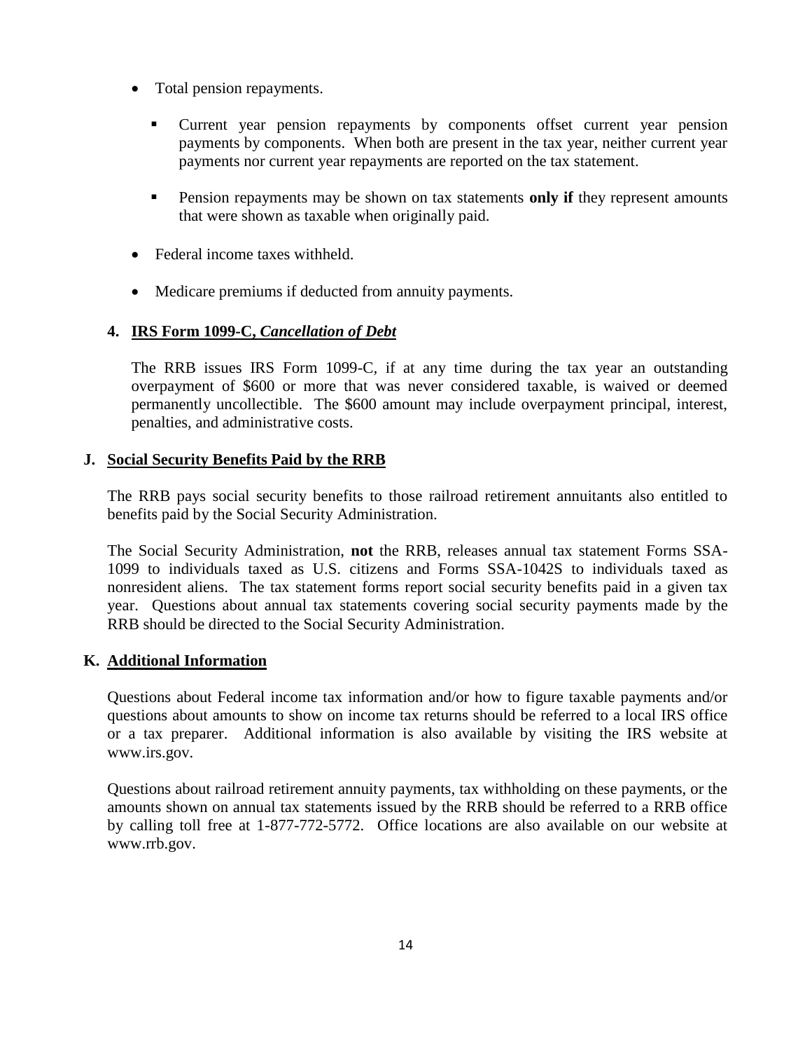- Total pension repayments.

  - Current year pension repayments by components offset current year pension payments by components. When both are present in the tax year, neither current year payments nor current year repayments are reported on the tax statement.

  - Pension repayments may be shown on tax statements **only if** they represent amounts that were shown as taxable when originally paid.

- Federal income taxes withheld.

- Medicare premiums if deducted from annuity payments.

### 4. IRS Form 1099-C, *Cancellation of Debt*

The RRB issues IRS Form 1099-C, if at any time during the tax year an outstanding overpayment of $600 or more that was never considered taxable, is waived or deemed permanently uncollectible. The $600 amount may include overpayment principal, interest, penalties, and administrative costs.

## J. Social Security Benefits Paid by the RRB

The RRB pays social security benefits to those railroad retirement annuitants also entitled to benefits paid by the Social Security Administration.

The Social Security Administration, **not** the RRB, releases annual tax statement Forms SSA-1099 to individuals taxed as U.S. citizens and Forms SSA-1042S to individuals taxed as nonresident aliens. The tax statement forms report social security benefits paid in a given tax year. Questions about annual tax statements covering social security payments made by the RRB should be directed to the Social Security Administration.

## K. Additional Information

Questions about Federal income tax information and/or how to figure taxable payments and/or questions about amounts to show on income tax returns should be referred to a local IRS office or a tax preparer. Additional information is also available by visiting the IRS website at www.irs.gov.

Questions about railroad retirement annuity payments, tax withholding on these payments, or the amounts shown on annual tax statements issued by the RRB should be referred to a RRB office by calling toll free at 1-877-772-5772. Office locations are also available on our website at www.rrb.gov.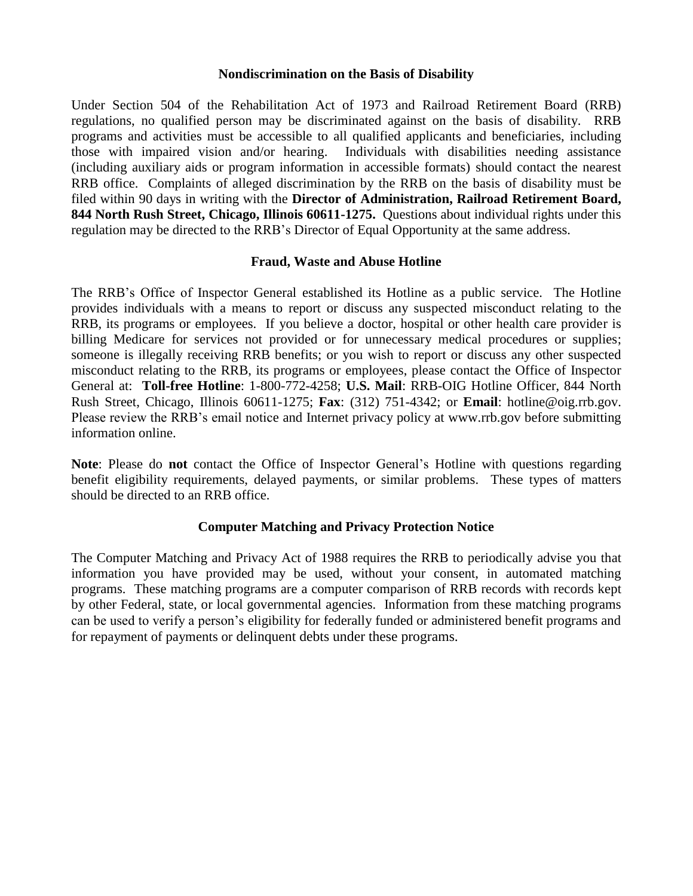## Nondiscrimination on the Basis of Disability

Under Section 504 of the Rehabilitation Act of 1973 and Railroad Retirement Board (RRB) regulations, no qualified person may be discriminated against on the basis of disability. RRB programs and activities must be accessible to all qualified applicants and beneficiaries, including those with impaired vision and/or hearing. Individuals with disabilities needing assistance (including auxiliary aids or program information in accessible formats) should contact the nearest RRB office. Complaints of alleged discrimination by the RRB on the basis of disability must be filed within 90 days in writing with the **Director of Administration, Railroad Retirement Board, 844 North Rush Street, Chicago, Illinois 60611-1275.** Questions about individual rights under this regulation may be directed to the RRB's Director of Equal Opportunity at the same address.

## Fraud, Waste and Abuse Hotline

The RRB's Office of Inspector General established its Hotline as a public service. The Hotline provides individuals with a means to report or discuss any suspected misconduct relating to the RRB, its programs or employees. If you believe a doctor, hospital or other health care provider is billing Medicare for services not provided or for unnecessary medical procedures or supplies; someone is illegally receiving RRB benefits; or you wish to report or discuss any other suspected misconduct relating to the RRB, its programs or employees, please contact the Office of Inspector General at: **Toll-free Hotline**: 1-800-772-4258; **U.S. Mail**: RRB-OIG Hotline Officer, 844 North Rush Street, Chicago, Illinois 60611-1275; **Fax**: (312) 751-4342; or **Email**: hotline@oig.rrb.gov. Please review the RRB's email notice and Internet privacy policy at www.rrb.gov before submitting information online.

**Note**: Please do **not** contact the Office of Inspector General's Hotline with questions regarding benefit eligibility requirements, delayed payments, or similar problems. These types of matters should be directed to an RRB office.

## Computer Matching and Privacy Protection Notice

The Computer Matching and Privacy Act of 1988 requires the RRB to periodically advise you that information you have provided may be used, without your consent, in automated matching programs. These matching programs are a computer comparison of RRB records with records kept by other Federal, state, or local governmental agencies. Information from these matching programs can be used to verify a person's eligibility for federally funded or administered benefit programs and for repayment of payments or delinquent debts under these programs.